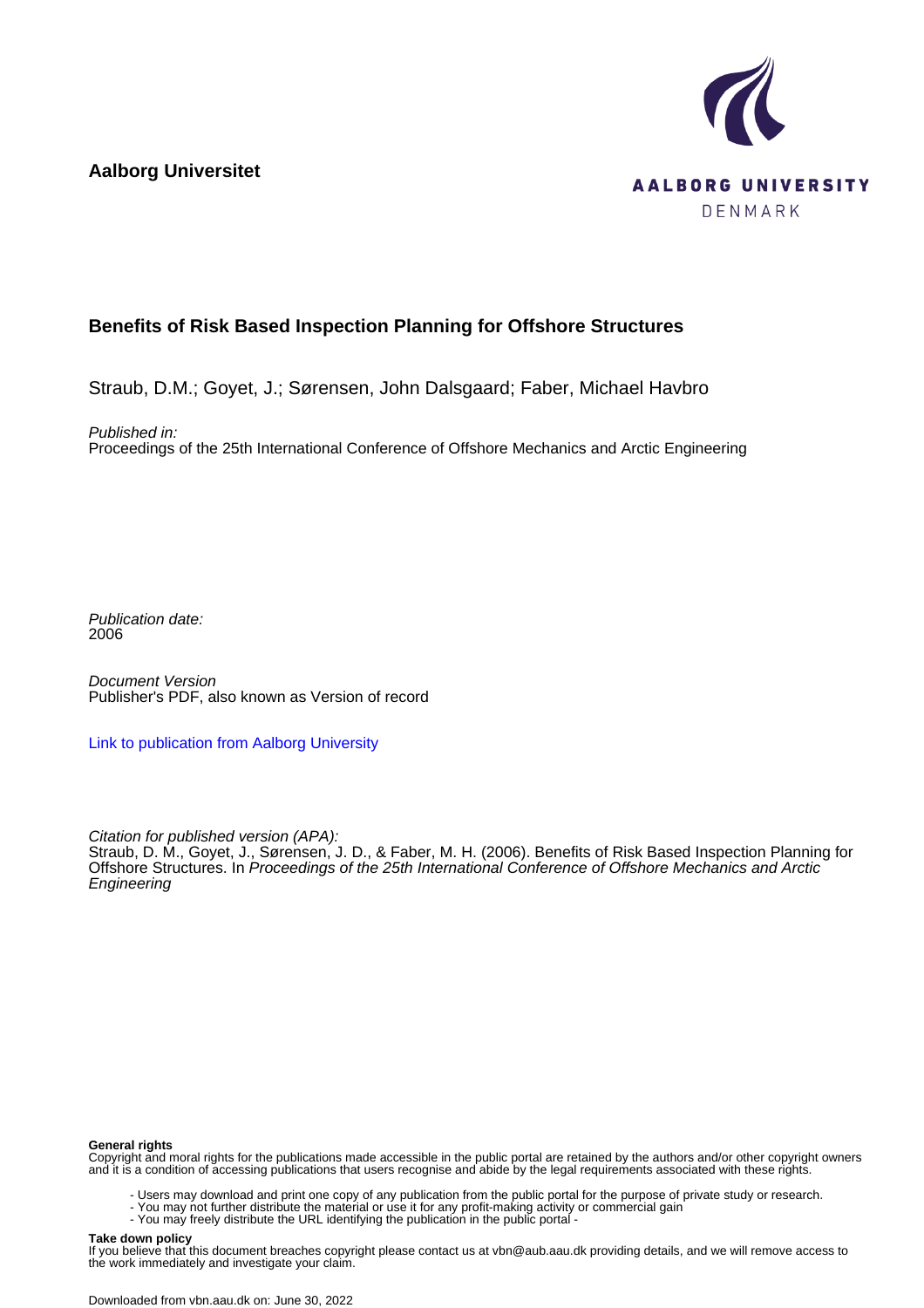Aalborg Universitet

AALBORG UNIVERSITY
DENMARK

# Benefits of Risk Based Inspection Planning for Offshore Structures

Straub, D.M.; Goyet, J.; Sørensen, John Dalsgaard; Faber, Michael Havbro

*Published in:*
Proceedings of the 25th International Conference of Offshore Mechanics and Arctic Engineering

*Publication date:*
2006

*Document Version*
Publisher's PDF, also known as Version of record

Link to publication from Aalborg University

*Citation for published version (APA):*
Straub, D. M., Goyet, J., Sørensen, J. D., & Faber, M. H. (2006). Benefits of Risk Based Inspection Planning for Offshore Structures. In *Proceedings of the 25th International Conference of Offshore Mechanics and Arctic Engineering*

**General rights**
Copyright and moral rights for the publications made accessible in the public portal are retained by the authors and/or other copyright owners and it is a condition of accessing publications that users recognise and abide by the legal requirements associated with these rights.

- Users may download and print one copy of any publication from the public portal for the purpose of private study or research.
- You may not further distribute the material or use it for any profit-making activity or commercial gain
- You may freely distribute the URL identifying the publication in the public portal -

**Take down policy**
If you believe that this document breaches copyright please contact us at vbn@aub.aau.dk providing details, and we will remove access to the work immediately and investigate your claim.

Downloaded from vbn.aau.dk on: June 30, 2022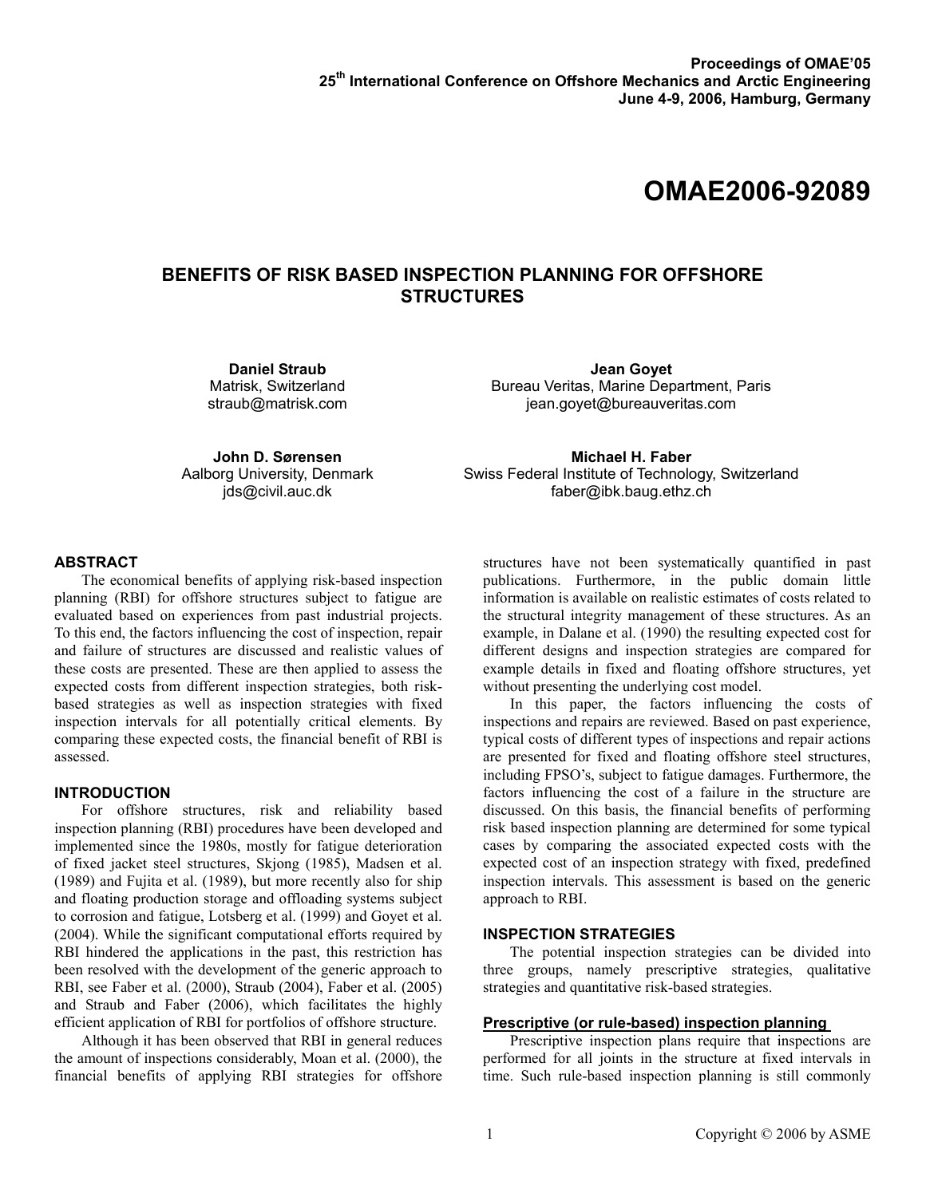Proceedings of OMAE'05
25th International Conference on Offshore Mechanics and Arctic Engineering
June 4-9, 2006, Hamburg, Germany

# OMAE2006-92089

## BENEFITS OF RISK BASED INSPECTION PLANNING FOR OFFSHORE STRUCTURES

**Daniel Straub**
Matrisk, Switzerland
straub@matrisk.com

**Jean Goyet**
Bureau Veritas, Marine Department, Paris
jean.goyet@bureauveritas.com

**John D. Sørensen**
Aalborg University, Denmark
jds@civil.auc.dk

**Michael H. Faber**
Swiss Federal Institute of Technology, Switzerland
faber@ibk.baug.ethz.ch

### ABSTRACT

The economical benefits of applying risk-based inspection planning (RBI) for offshore structures subject to fatigue are evaluated based on experiences from past industrial projects. To this end, the factors influencing the cost of inspection, repair and failure of structures are discussed and realistic values of these costs are presented. These are then applied to assess the expected costs from different inspection strategies, both risk-based strategies as well as inspection strategies with fixed inspection intervals for all potentially critical elements. By comparing these expected costs, the financial benefit of RBI is assessed.

### INTRODUCTION

For offshore structures, risk and reliability based inspection planning (RBI) procedures have been developed and implemented since the 1980s, mostly for fatigue deterioration of fixed jacket steel structures, Skjong (1985), Madsen et al. (1989) and Fujita et al. (1989), but more recently also for ship and floating production storage and offloading systems subject to corrosion and fatigue, Lotsberg et al. (1999) and Goyet et al. (2004). While the significant computational efforts required by RBI hindered the applications in the past, this restriction has been resolved with the development of the generic approach to RBI, see Faber et al. (2000), Straub (2004), Faber et al. (2005) and Straub and Faber (2006), which facilitates the highly efficient application of RBI for portfolios of offshore structure.

Although it has been observed that RBI in general reduces the amount of inspections considerably, Moan et al. (2000), the financial benefits of applying RBI strategies for offshore structures have not been systematically quantified in past publications. Furthermore, in the public domain little information is available on realistic estimates of costs related to the structural integrity management of these structures. As an example, in Dalane et al. (1990) the resulting expected cost for different designs and inspection strategies are compared for example details in fixed and floating offshore structures, yet without presenting the underlying cost model.

In this paper, the factors influencing the costs of inspections and repairs are reviewed. Based on past experience, typical costs of different types of inspections and repair actions are presented for fixed and floating offshore steel structures, including FPSO's, subject to fatigue damages. Furthermore, the factors influencing the cost of a failure in the structure are discussed. On this basis, the financial benefits of performing risk based inspection planning are determined for some typical cases by comparing the associated expected costs with the expected cost of an inspection strategy with fixed, predefined inspection intervals. This assessment is based on the generic approach to RBI.

### INSPECTION STRATEGIES

The potential inspection strategies can be divided into three groups, namely prescriptive strategies, qualitative strategies and quantitative risk-based strategies.

#### Prescriptive (or rule-based) inspection planning

Prescriptive inspection plans require that inspections are performed for all joints in the structure at fixed intervals in time. Such rule-based inspection planning is still commonly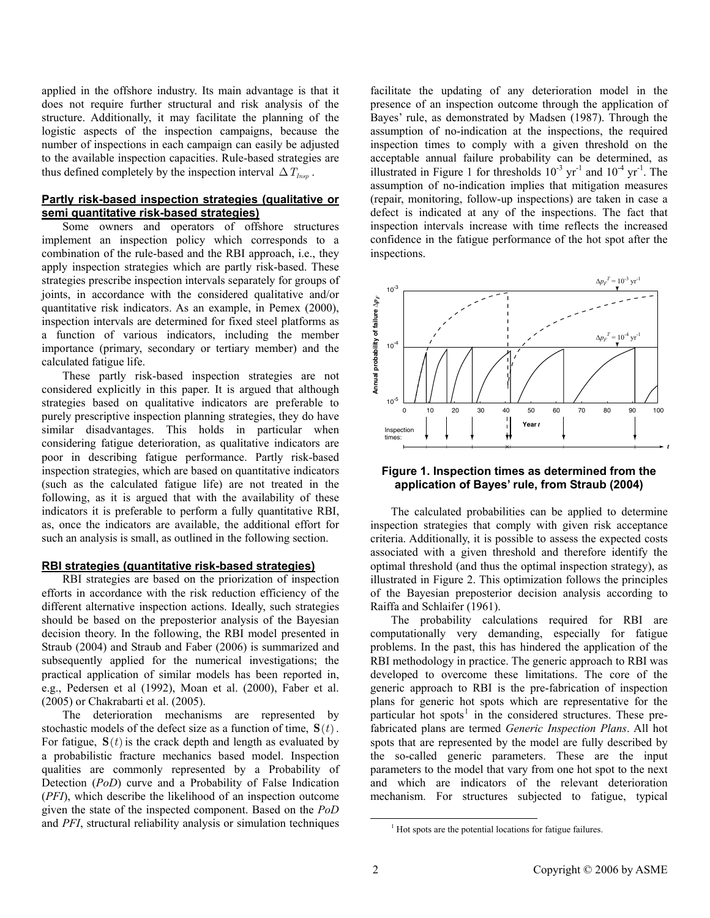applied in the offshore industry. Its main advantage is that it does not require further structural and risk analysis of the structure. Additionally, it may facilitate the planning of the logistic aspects of the inspection campaigns, because the number of inspections in each campaign can easily be adjusted to the available inspection capacities. Rule-based strategies are thus defined completely by the inspection interval $\Delta T_{Insp}$.

## Partly risk-based inspection strategies (qualitative or semi quantitative risk-based strategies)

Some owners and operators of offshore structures implement an inspection policy which corresponds to a combination of the rule-based and the RBI approach, i.e., they apply inspection strategies which are partly risk-based. These strategies prescribe inspection intervals separately for groups of joints, in accordance with the considered qualitative and/or quantitative risk indicators. As an example, in Pemex (2000), inspection intervals are determined for fixed steel platforms as a function of various indicators, including the member importance (primary, secondary or tertiary member) and the calculated fatigue life.

These partly risk-based inspection strategies are not considered explicitly in this paper. It is argued that although strategies based on qualitative indicators are preferable to purely prescriptive inspection planning strategies, they do have similar disadvantages. This holds in particular when considering fatigue deterioration, as qualitative indicators are poor in describing fatigue performance. Partly risk-based inspection strategies, which are based on quantitative indicators (such as the calculated fatigue life) are not treated in the following, as it is argued that with the availability of these indicators it is preferable to perform a fully quantitative RBI, as, once the indicators are available, the additional effort for such an analysis is small, as outlined in the following section.

## RBI strategies (quantitative risk-based strategies)

RBI strategies are based on the priorization of inspection efforts in accordance with the risk reduction efficiency of the different alternative inspection actions. Ideally, such strategies should be based on the preposterior analysis of the Bayesian decision theory. In the following, the RBI model presented in Straub (2004) and Straub and Faber (2006) is summarized and subsequently applied for the numerical investigations; the practical application of similar models has been reported in, e.g., Pedersen et al (1992), Moan et al. (2000), Faber et al. (2005) or Chakrabarti et al. (2005).

The deterioration mechanisms are represented by stochastic models of the defect size as a function of time, $\mathbf{S}(t)$. For fatigue, $\mathbf{S}(t)$ is the crack depth and length as evaluated by a probabilistic fracture mechanics based model. Inspection qualities are commonly represented by a Probability of Detection (*PoD*) curve and a Probability of False Indication (*PFI*), which describe the likelihood of an inspection outcome given the state of the inspected component. Based on the *PoD* and *PFI*, structural reliability analysis or simulation techniques facilitate the updating of any deterioration model in the presence of an inspection outcome through the application of Bayes' rule, as demonstrated by Madsen (1987). Through the assumption of no-indication at the inspections, the required inspection times to comply with a given threshold on the acceptable annual failure probability can be determined, as illustrated in Figure 1 for thresholds $10^{-3}$ yr$^{-1}$ and $10^{-4}$ yr$^{-1}$. The assumption of no-indication implies that mitigation measures (repair, monitoring, follow-up inspections) are taken in case a defect is indicated at any of the inspections. The fact that inspection intervals increase with time reflects the increased confidence in the fatigue performance of the hot spot after the inspections.

**Figure 1. Inspection times as determined from the application of Bayes' rule, from Straub (2004)**

The calculated probabilities can be applied to determine inspection strategies that comply with given risk acceptance criteria. Additionally, it is possible to assess the expected costs associated with a given threshold and therefore identify the optimal threshold (and thus the optimal inspection strategy), as illustrated in Figure 2. This optimization follows the principles of the Bayesian preposterior decision analysis according to Raiffa and Schlaifer (1961).

The probability calculations required for RBI are computationally very demanding, especially for fatigue problems. In the past, this has hindered the application of the RBI methodology in practice. The generic approach to RBI was developed to overcome these limitations. The core of the generic approach to RBI is the pre-fabrication of inspection plans for generic hot spots which are representative for the particular hot spots[1] in the considered structures. These pre-fabricated plans are termed *Generic Inspection Plans*. All hot spots that are represented by the model are fully described by the so-called generic parameters. These are the input parameters to the model that vary from one hot spot to the next and which are indicators of the relevant deterioration mechanism. For structures subjected to fatigue, typical

[1] Hot spots are the potential locations for fatigue failures.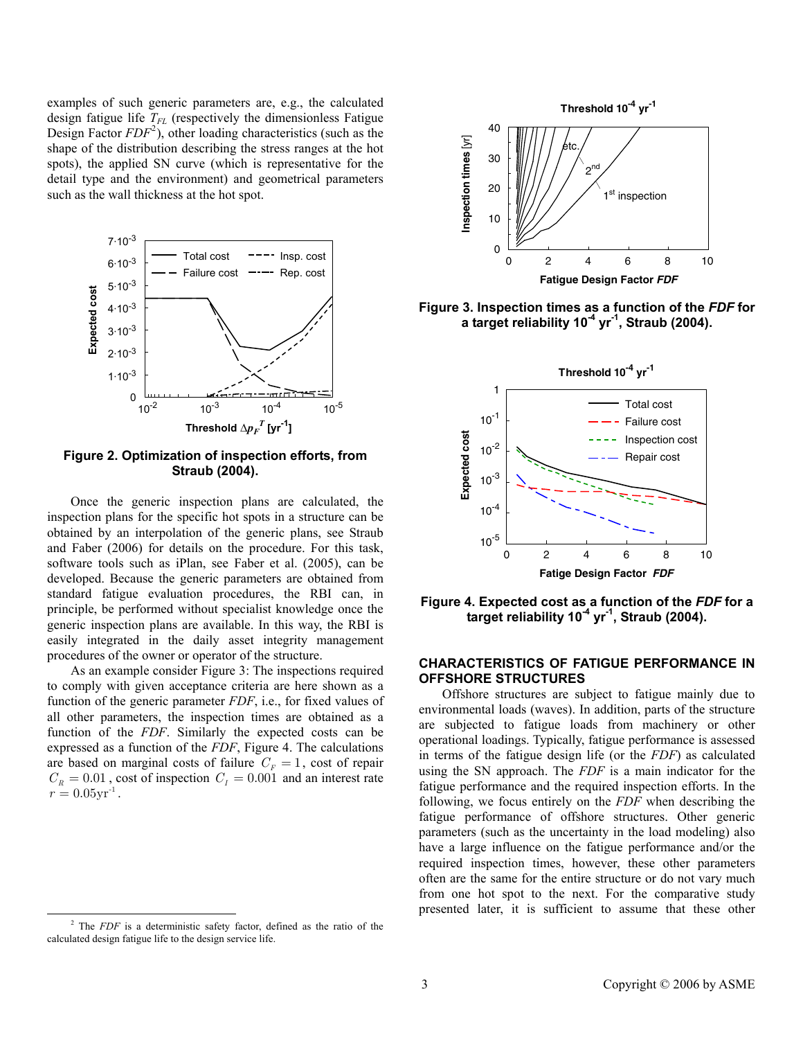examples of such generic parameters are, e.g., the calculated design fatigue life $T_{FL}$ (respectively the dimensionless Fatigue Design Factor $FDF$[2]), other loading characteristics (such as the shape of the distribution describing the stress ranges at the hot spots), the applied SN curve (which is representative for the detail type and the environment) and geometrical parameters such as the wall thickness at the hot spot.

**Figure 2. Optimization of inspection efforts, from Straub (2004).**

Once the generic inspection plans are calculated, the inspection plans for the specific hot spots in a structure can be obtained by an interpolation of the generic plans, see Straub and Faber (2006) for details on the procedure. For this task, software tools such as iPlan, see Faber et al. (2005), can be developed. Because the generic parameters are obtained from standard fatigue evaluation procedures, the RBI can, in principle, be performed without specialist knowledge once the generic inspection plans are available. In this way, the RBI is easily integrated in the daily asset integrity management procedures of the owner or operator of the structure.

As an example consider Figure 3: The inspections required to comply with given acceptance criteria are here shown as a function of the generic parameter *FDF*, i.e., for fixed values of all other parameters, the inspection times are obtained as a function of the *FDF*. Similarly the expected costs can be expressed as a function of the *FDF*, Figure 4. The calculations are based on marginal costs of failure $C_F = 1$, cost of repair $C_R = 0.01$, cost of inspection $C_I = 0.001$ and an interest rate $r = 0.05\text{yr}^{-1}$.

**Figure 3. Inspection times as a function of the *FDF* for a target reliability $10^{-4}$ $\text{yr}^{-1}$, Straub (2004).**

**Figure 4. Expected cost as a function of the *FDF* for a target reliability $10^{-4}$ $\text{yr}^{-1}$, Straub (2004).**

## CHARACTERISTICS OF FATIGUE PERFORMANCE IN OFFSHORE STRUCTURES

Offshore structures are subject to fatigue mainly due to environmental loads (waves). In addition, parts of the structure are subjected to fatigue loads from machinery or other operational loadings. Typically, fatigue performance is assessed in terms of the fatigue design life (or the *FDF*) as calculated using the SN approach. The *FDF* is a main indicator for the fatigue performance and the required inspection efforts. In the following, we focus entirely on the *FDF* when describing the fatigue performance of offshore structures. Other generic parameters (such as the uncertainty in the load modeling) also have a large influence on the fatigue performance and/or the required inspection times, however, these other parameters often are the same for the entire structure or do not vary much from one hot spot to the next. For the comparative study presented later, it is sufficient to assume that these other

[2] The *FDF* is a deterministic safety factor, defined as the ratio of the calculated design fatigue life to the design service life.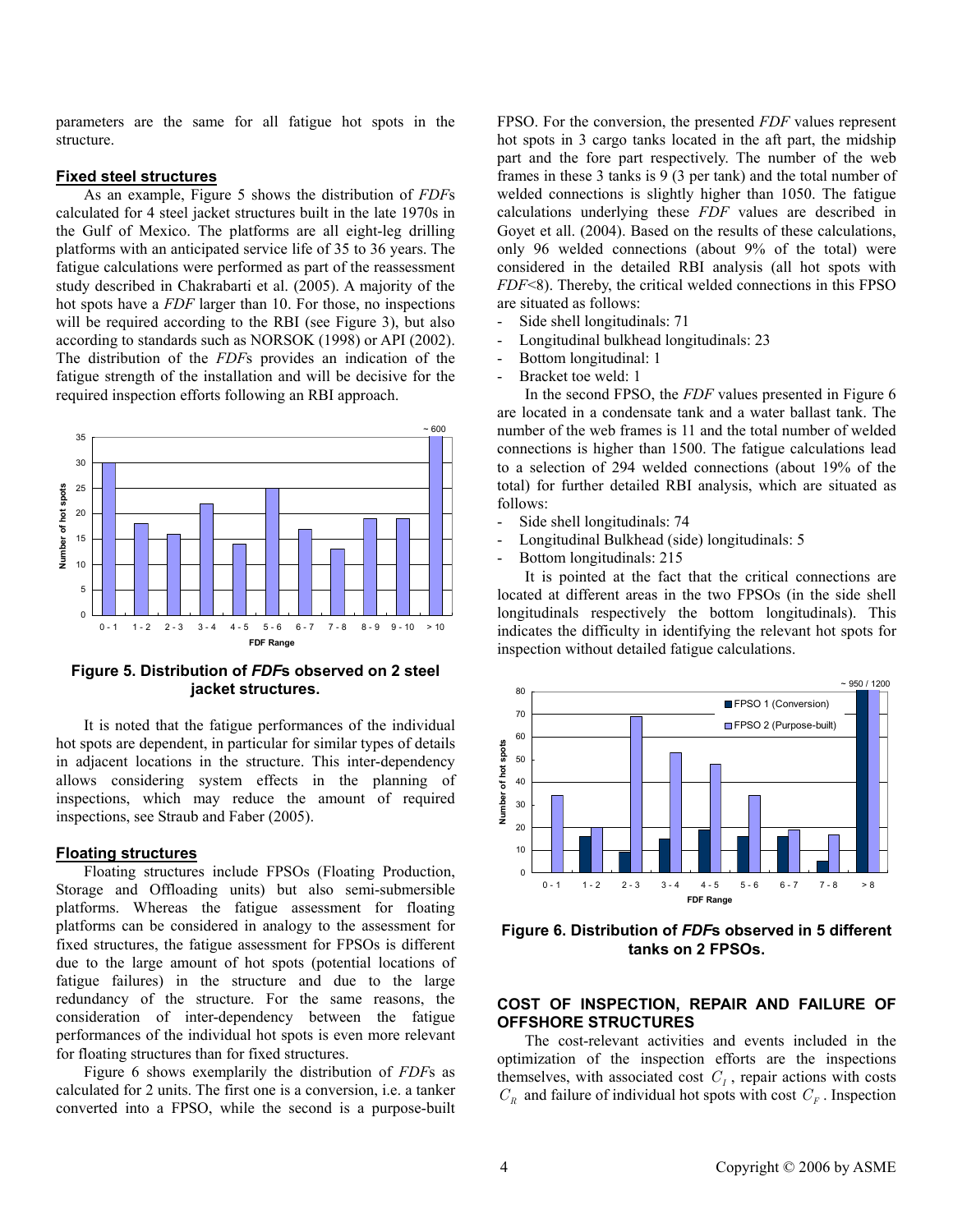parameters are the same for all fatigue hot spots in the structure.

## Fixed steel structures

As an example, Figure 5 shows the distribution of *FDF*s calculated for 4 steel jacket structures built in the late 1970s in the Gulf of Mexico. The platforms are all eight-leg drilling platforms with an anticipated service life of 35 to 36 years. The fatigue calculations were performed as part of the reassessment study described in Chakrabarti et al. (2005). A majority of the hot spots have a *FDF* larger than 10. For those, no inspections will be required according to the RBI (see Figure 3), but also according to standards such as NORSOK (1998) or API (2002). The distribution of the *FDF*s provides an indication of the fatigue strength of the installation and will be decisive for the required inspection efforts following an RBI approach.

**Figure 5. Distribution of *FDF*s observed on 2 steel jacket structures.**

It is noted that the fatigue performances of the individual hot spots are dependent, in particular for similar types of details in adjacent locations in the structure. This inter-dependency allows considering system effects in the planning of inspections, which may reduce the amount of required inspections, see Straub and Faber (2005).

## Floating structures

Floating structures include FPSOs (Floating Production, Storage and Offloading units) but also semi-submersible platforms. Whereas the fatigue assessment for floating platforms can be considered in analogy to the assessment for fixed structures, the fatigue assessment for FPSOs is different due to the large amount of hot spots (potential locations of fatigue failures) in the structure and due to the large redundancy of the structure. For the same reasons, the consideration of inter-dependency between the fatigue performances of the individual hot spots is even more relevant for floating structures than for fixed structures.

Figure 6 shows exemplarily the distribution of *FDF*s as calculated for 2 units. The first one is a conversion, i.e. a tanker converted into a FPSO, while the second is a purpose-built FPSO. For the conversion, the presented *FDF* values represent hot spots in 3 cargo tanks located in the aft part, the midship part and the fore part respectively. The number of the web frames in these 3 tanks is 9 (3 per tank) and the total number of welded connections is slightly higher than 1050. The fatigue calculations underlying these *FDF* values are described in Goyet et all. (2004). Based on the results of these calculations, only 96 welded connections (about 9% of the total) were considered in the detailed RBI analysis (all hot spots with *FDF*<8). Thereby, the critical welded connections in this FPSO are situated as follows:

- Side shell longitudinals: 71
- Longitudinal bulkhead longitudinals: 23
- Bottom longitudinal: 1
- Bracket toe weld: 1

In the second FPSO, the *FDF* values presented in Figure 6 are located in a condensate tank and a water ballast tank. The number of the web frames is 11 and the total number of welded connections is higher than 1500. The fatigue calculations lead to a selection of 294 welded connections (about 19% of the total) for further detailed RBI analysis, which are situated as follows:

- Side shell longitudinals: 74
- Longitudinal Bulkhead (side) longitudinals: 5
- Bottom longitudinals: 215

It is pointed at the fact that the critical connections are located at different areas in the two FPSOs (in the side shell longitudinals respectively the bottom longitudinals). This indicates the difficulty in identifying the relevant hot spots for inspection without detailed fatigue calculations.

**Figure 6. Distribution of *FDF*s observed in 5 different tanks on 2 FPSOs.**

## COST OF INSPECTION, REPAIR AND FAILURE OF OFFSHORE STRUCTURES

The cost-relevant activities and events included in the optimization of the inspection efforts are the inspections themselves, with associated cost $C_I$, repair actions with costs $C_R$ and failure of individual hot spots with cost $C_F$. Inspection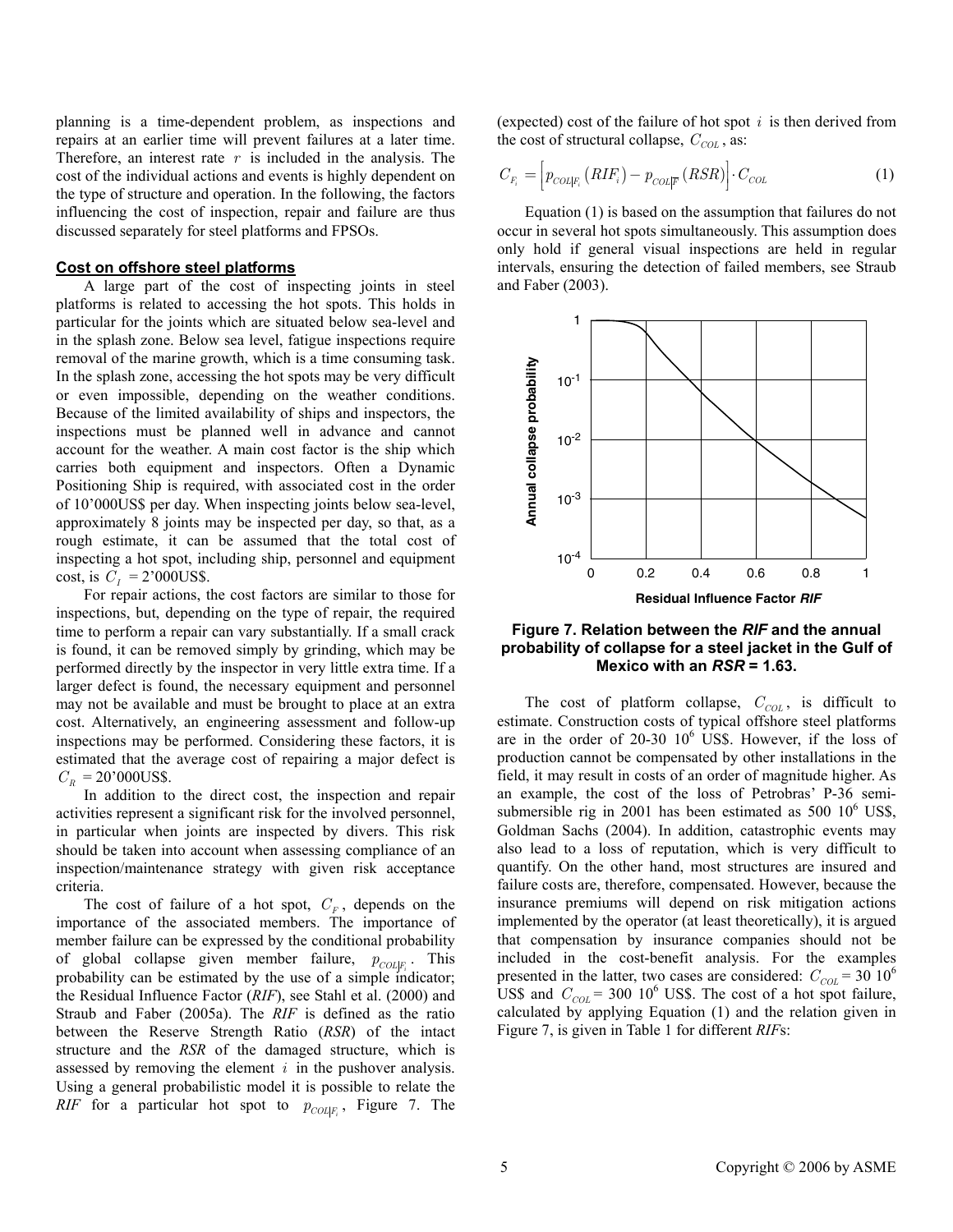planning is a time-dependent problem, as inspections and repairs at an earlier time will prevent failures at a later time. Therefore, an interest rate $r$ is included in the analysis. The cost of the individual actions and events is highly dependent on the type of structure and operation. In the following, the factors influencing the cost of inspection, repair and failure are thus discussed separately for steel platforms and FPSOs.

### Cost on offshore steel platforms

A large part of the cost of inspecting joints in steel platforms is related to accessing the hot spots. This holds in particular for the joints which are situated below sea-level and in the splash zone. Below sea level, fatigue inspections require removal of the marine growth, which is a time consuming task. In the splash zone, accessing the hot spots may be very difficult or even impossible, depending on the weather conditions. Because of the limited availability of ships and inspectors, the inspections must be planned well in advance and cannot account for the weather. A main cost factor is the ship which carries both equipment and inspectors. Often a Dynamic Positioning Ship is required, with associated cost in the order of 10'000US$ per day. When inspecting joints below sea-level, approximately 8 joints may be inspected per day, so that, as a rough estimate, it can be assumed that the total cost of inspecting a hot spot, including ship, personnel and equipment cost, is $C_I$ = 2'000US$.

For repair actions, the cost factors are similar to those for inspections, but, depending on the type of repair, the required time to perform a repair can vary substantially. If a small crack is found, it can be removed simply by grinding, which may be performed directly by the inspector in very little extra time. If a larger defect is found, the necessary equipment and personnel may not be available and must be brought to place at an extra cost. Alternatively, an engineering assessment and follow-up inspections may be performed. Considering these factors, it is estimated that the average cost of repairing a major defect is $C_R$ = 20'000US$.

In addition to the direct cost, the inspection and repair activities represent a significant risk for the involved personnel, in particular when joints are inspected by divers. This risk should be taken into account when assessing compliance of an inspection/maintenance strategy with given risk acceptance criteria.

The cost of failure of a hot spot, $C_F$, depends on the importance of the associated members. The importance of member failure can be expressed by the conditional probability of global collapse given member failure, $p_{COL|F_i}$. This probability can be estimated by the use of a simple indicator; the Residual Influence Factor (*RIF*), see Stahl et al. (2000) and Straub and Faber (2005a). The *RIF* is defined as the ratio between the Reserve Strength Ratio (*RSR*) of the intact structure and the *RSR* of the damaged structure, which is assessed by removing the element $i$ in the pushover analysis. Using a general probabilistic model it is possible to relate the *RIF* for a particular hot spot to $p_{COL|F_i}$, Figure 7. The (expected) cost of the failure of hot spot $i$ is then derived from the cost of structural collapse, $C_{COL}$, as:

$$C_{F_i} = \left[ p_{COL|F_i}\left(RIF_i\right) - p_{COL|\overline{F}}\left(RSR\right) \right] \cdot C_{COL} \qquad (1)$$

Equation (1) is based on the assumption that failures do not occur in several hot spots simultaneously. This assumption does only hold if general visual inspections are held in regular intervals, ensuring the detection of failed members, see Straub and Faber (2003).

Annual collapse probability

1

10$^{-1}$

10$^{-2}$

10$^{-3}$

10$^{-4}$

0 0.2 0.4 0.6 0.8 1

Residual Influence Factor *RIF*

**Figure 7. Relation between the *RIF* and the annual probability of collapse for a steel jacket in the Gulf of Mexico with an *RSR* = 1.63.**

The cost of platform collapse, $C_{COL}$, is difficult to estimate. Construction costs of typical offshore steel platforms are in the order of 20-30 $10^6$ US$. However, if the loss of production cannot be compensated by other installations in the field, it may result in costs of an order of magnitude higher. As an example, the cost of the loss of Petrobras' P-36 semi-submersible rig in 2001 has been estimated as 500 $10^6$ US$, Goldman Sachs (2004). In addition, catastrophic events may also lead to a loss of reputation, which is very difficult to quantify. On the other hand, most structures are insured and failure costs are, therefore, compensated. However, because the insurance premiums will depend on risk mitigation actions implemented by the operator (at least theoretically), it is argued that compensation by insurance companies should not be included in the cost-benefit analysis. For the examples presented in the latter, two cases are considered: $C_{COL}$ = 30 $10^6$ US$ and $C_{COL}$ = 300 $10^6$ US$. The cost of a hot spot failure, calculated by applying Equation (1) and the relation given in Figure 7, is given in Table 1 for different *RIF*s: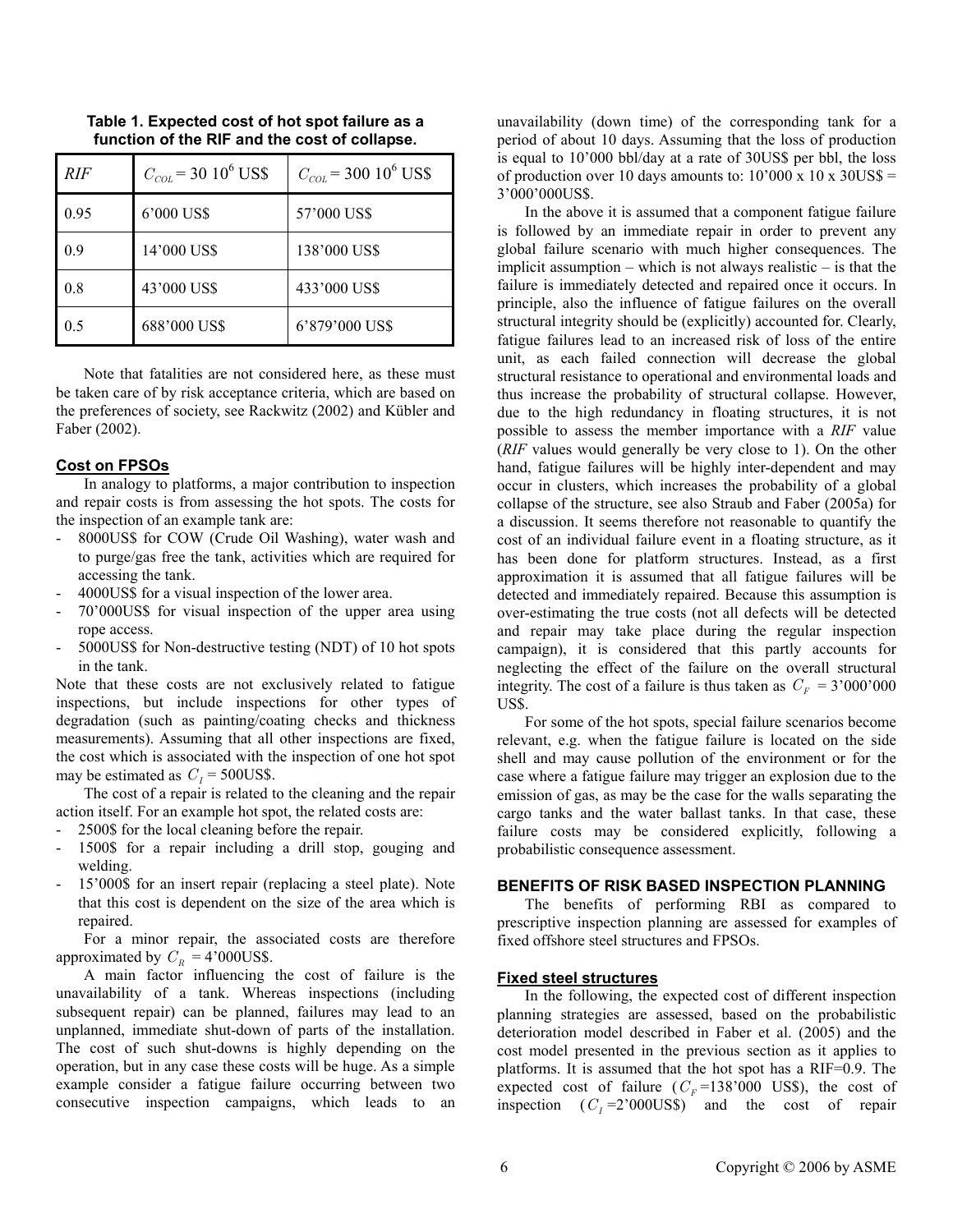**Table 1. Expected cost of hot spot failure as a function of the RIF and the cost of collapse.**

| *RIF* | $C_{COL}$ = 30 $10^6$ US$ | $C_{COL}$ = 300 $10^6$ US$ |
|---|---|---|
| 0.95 | 6'000 US$ | 57'000 US$ |
| 0.9 | 14'000 US$ | 138'000 US$ |
| 0.8 | 43'000 US$ | 433'000 US$ |
| 0.5 | 688'000 US$ | 6'879'000 US$ |

Note that fatalities are not considered here, as these must be taken care of by risk acceptance criteria, which are based on the preferences of society, see Rackwitz (2002) and Kübler and Faber (2002).

### Cost on FPSOs

In analogy to platforms, a major contribution to inspection and repair costs is from assessing the hot spots. The costs for the inspection of an example tank are:

- 8000US$ for COW (Crude Oil Washing), water wash and to purge/gas free the tank, activities which are required for accessing the tank.
- 4000US$ for a visual inspection of the lower area.
- 70'000US$ for visual inspection of the upper area using rope access.
- 5000US$ for Non-destructive testing (NDT) of 10 hot spots in the tank.

Note that these costs are not exclusively related to fatigue inspections, but include inspections for other types of degradation (such as painting/coating checks and thickness measurements). Assuming that all other inspections are fixed, the cost which is associated with the inspection of one hot spot may be estimated as $C_I$ = 500US$.

The cost of a repair is related to the cleaning and the repair action itself. For an example hot spot, the related costs are:

- 2500$ for the local cleaning before the repair.
- 1500$ for a repair including a drill stop, gouging and welding.
- 15'000$ for an insert repair (replacing a steel plate). Note that this cost is dependent on the size of the area which is repaired.

For a minor repair, the associated costs are therefore approximated by $C_R$ = 4'000US$.

A main factor influencing the cost of failure is the unavailability of a tank. Whereas inspections (including subsequent repair) can be planned, failures may lead to an unplanned, immediate shut-down of parts of the installation. The cost of such shut-downs is highly depending on the operation, but in any case these costs will be huge. As a simple example consider a fatigue failure occurring between two consecutive inspection campaigns, which leads to an unavailability (down time) of the corresponding tank for a period of about 10 days. Assuming that the loss of production is equal to 10'000 bbl/day at a rate of 30US$ per bbl, the loss of production over 10 days amounts to: 10'000 x 10 x 30US$ = 3'000'000US$.

In the above it is assumed that a component fatigue failure is followed by an immediate repair in order to prevent any global failure scenario with much higher consequences. The implicit assumption – which is not always realistic – is that the failure is immediately detected and repaired once it occurs. In principle, also the influence of fatigue failures on the overall structural integrity should be (explicitly) accounted for. Clearly, fatigue failures lead to an increased risk of loss of the entire unit, as each failed connection will decrease the global structural resistance to operational and environmental loads and thus increase the probability of structural collapse. However, due to the high redundancy in floating structures, it is not possible to assess the member importance with a *RIF* value (*RIF* values would generally be very close to 1). On the other hand, fatigue failures will be highly inter-dependent and may occur in clusters, which increases the probability of a global collapse of the structure, see also Straub and Faber (2005a) for a discussion. It seems therefore not reasonable to quantify the cost of an individual failure event in a floating structure, as it has been done for platform structures. Instead, as a first approximation it is assumed that all fatigue failures will be detected and immediately repaired. Because this assumption is over-estimating the true costs (not all defects will be detected and repair may take place during the regular inspection campaign), it is considered that this partly accounts for neglecting the effect of the failure on the overall structural integrity. The cost of a failure is thus taken as $C_F$ = 3'000'000 US$.

For some of the hot spots, special failure scenarios become relevant, e.g. when the fatigue failure is located on the side shell and may cause pollution of the environment or for the case where a fatigue failure may trigger an explosion due to the emission of gas, as may be the case for the walls separating the cargo tanks and the water ballast tanks. In that case, these failure costs may be considered explicitly, following a probabilistic consequence assessment.

## BENEFITS OF RISK BASED INSPECTION PLANNING

The benefits of performing RBI as compared to prescriptive inspection planning are assessed for examples of fixed offshore steel structures and FPSOs.

### Fixed steel structures

In the following, the expected cost of different inspection planning strategies are assessed, based on the probabilistic deterioration model described in Faber et al. (2005) and the cost model presented in the previous section as it applies to platforms. It is assumed that the hot spot has a RIF=0.9. The expected cost of failure ($C_F$ =138'000 US$), the cost of inspection ($C_I$ =2'000US$) and the cost of repair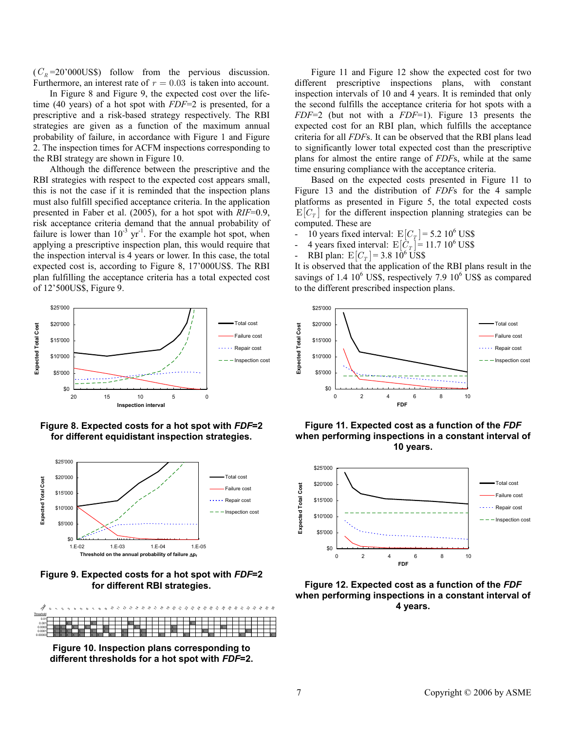($C_R$=20'000US$) follow from the pervious discussion. Furthermore, an interest rate of $r = 0.03$ is taken into account.

In Figure 8 and Figure 9, the expected cost over the life-time (40 years) of a hot spot with *FDF*=2 is presented, for a prescriptive and a risk-based strategy respectively. The RBI strategies are given as a function of the maximum annual probability of failure, in accordance with Figure 1 and Figure 2. The inspection times for ACFM inspections corresponding to the RBI strategy are shown in Figure 10.

Although the difference between the prescriptive and the RBI strategies with respect to the expected cost appears small, this is not the case if it is reminded that the inspection plans must also fulfill specified acceptance criteria. In the application presented in Faber et al. (2005), for a hot spot with *RIF*=0.9, risk acceptance criteria demand that the annual probability of failure is lower than $10^{-3}$ yr$^{-1}$. For the example hot spot, when applying a prescriptive inspection plan, this would require that the inspection interval is 4 years or lower. In this case, the total expected cost is, according to Figure 8, 17'000US$. The RBI plan fulfilling the acceptance criteria has a total expected cost of 12'500US$, Figure 9.

**Figure 8. Expected costs for a hot spot with *FDF*=2 for different equidistant inspection strategies.**

**Figure 9. Expected costs for a hot spot with *FDF*=2 for different RBI strategies.**

**Figure 10. Inspection plans corresponding to different thresholds for a hot spot with *FDF*=2.**

Figure 11 and Figure 12 show the expected cost for two different prescriptive inspections plans, with constant inspection intervals of 10 and 4 years. It is reminded that only the second fulfills the acceptance criteria for hot spots with a *FDF*=2 (but not with a *FDF*=1). Figure 13 presents the expected cost for an RBI plan, which fulfills the acceptance criteria for all *FDF*s. It can be observed that the RBI plans lead to significantly lower total expected cost than the prescriptive plans for almost the entire range of *FDF*s, while at the same time ensuring compliance with the acceptance criteria.

Based on the expected costs presented in Figure 11 to Figure 13 and the distribution of *FDF*s for the 4 sample platforms as presented in Figure 5, the total expected costs $\mathrm{E}[C_T]$ for the different inspection planning strategies can be computed. These are

- 10 years fixed interval: $\mathrm{E}[C_T]$ = 5.2 $10^6$ US$
- 4 years fixed interval: $\mathrm{E}[C_T]$ = 11.7 $10^6$ US$
- RBI plan: $\mathrm{E}[C_T]$ = 3.8 $10^6$ US$

It is observed that the application of the RBI plans result in the savings of 1.4 $10^6$ US$, respectively 7.9 $10^6$ US$ as compared to the different prescribed inspection plans.

**Figure 11. Expected cost as a function of the *FDF* when performing inspections in a constant interval of 10 years.**

**Figure 12. Expected cost as a function of the *FDF* when performing inspections in a constant interval of 4 years.**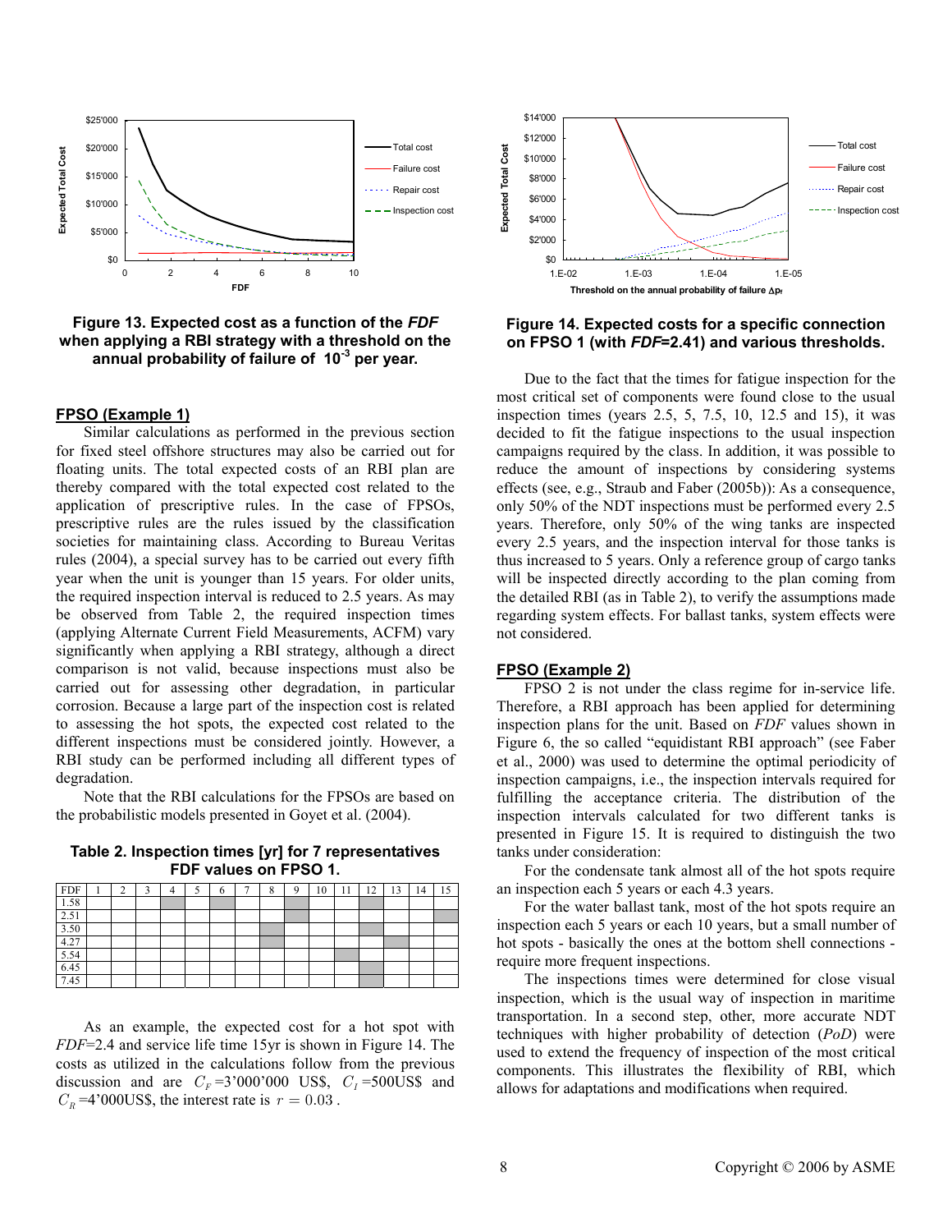**Figure 13. Expected cost as a function of the *FDF* when applying a RBI strategy with a threshold on the annual probability of failure of $10^{-3}$ per year.**

## FPSO (Example 1)

Similar calculations as performed in the previous section for fixed steel offshore structures may also be carried out for floating units. The total expected costs of an RBI plan are thereby compared with the total expected cost related to the application of prescriptive rules. In the case of FPSOs, prescriptive rules are the rules issued by the classification societies for maintaining class. According to Bureau Veritas rules (2004), a special survey has to be carried out every fifth year when the unit is younger than 15 years. For older units, the required inspection interval is reduced to 2.5 years. As may be observed from Table 2, the required inspection times (applying Alternate Current Field Measurements, ACFM) vary significantly when applying a RBI strategy, although a direct comparison is not valid, because inspections must also be carried out for assessing other degradation, in particular corrosion. Because a large part of the inspection cost is related to assessing the hot spots, the expected cost related to the different inspections must be considered jointly. However, a RBI study can be performed including all different types of degradation.

Note that the RBI calculations for the FPSOs are based on the probabilistic models presented in Goyet et al. (2004).

**Table 2. Inspection times [yr] for 7 representatives FDF values on FPSO 1.**

| FDF | 1 | 2 | 3 | 4 | 5 | 6 | 7 | 8 | 9 | 10 | 11 | 12 | 13 | 14 | 15 |
|---|---|---|---|---|---|---|---|---|---|---|---|---|---|---|---|
| 1.58 | | | | ■ | | ■ | | | ■ | | | ■ | | | |
| 2.51 | | | | | | | | | ■ | | | | | | ■ |
| 3.50 | | | | | | | | ■ | | | | ■ | | | |
| 4.27 | | | | | | | | ■ | | | | | ■ | | |
| 5.54 | | | | | | | | | | | ■ | | | | |
| 6.45 | | | | | | | | | | | | ■ | | | |
| 7.45 | | | | | | | | | | | | ■ | | | |

As an example, the expected cost for a hot spot with *FDF*=2.4 and service life time 15yr is shown in Figure 14. The costs as utilized in the calculations follow from the previous discussion and are $C_F$=3'000'000 US$, $C_I$=500US$ and $C_R$=4'000US$, the interest rate is $r = 0.03$.

**Figure 14. Expected costs for a specific connection on FPSO 1 (with *FDF*=2.41) and various thresholds.**

Due to the fact that the times for fatigue inspection for the most critical set of components were found close to the usual inspection times (years 2.5, 5, 7.5, 10, 12.5 and 15), it was decided to fit the fatigue inspections to the usual inspection campaigns required by the class. In addition, it was possible to reduce the amount of inspections by considering systems effects (see, e.g., Straub and Faber (2005b)): As a consequence, only 50% of the NDT inspections must be performed every 2.5 years. Therefore, only 50% of the wing tanks are inspected every 2.5 years, and the inspection interval for those tanks is thus increased to 5 years. Only a reference group of cargo tanks will be inspected directly according to the plan coming from the detailed RBI (as in Table 2), to verify the assumptions made regarding system effects. For ballast tanks, system effects were not considered.

## FPSO (Example 2)

FPSO 2 is not under the class regime for in-service life. Therefore, a RBI approach has been applied for determining inspection plans for the unit. Based on *FDF* values shown in Figure 6, the so called "equidistant RBI approach" (see Faber et al., 2000) was used to determine the optimal periodicity of inspection campaigns, i.e., the inspection intervals required for fulfilling the acceptance criteria. The distribution of the inspection intervals calculated for two different tanks is presented in Figure 15. It is required to distinguish the two tanks under consideration:

For the condensate tank almost all of the hot spots require an inspection each 5 years or each 4.3 years.

For the water ballast tank, most of the hot spots require an inspection each 5 years or each 10 years, but a small number of hot spots - basically the ones at the bottom shell connections - require more frequent inspections.

The inspections times were determined for close visual inspection, which is the usual way of inspection in maritime transportation. In a second step, other, more accurate NDT techniques with higher probability of detection (*PoD*) were used to extend the frequency of inspection of the most critical components. This illustrates the flexibility of RBI, which allows for adaptations and modifications when required.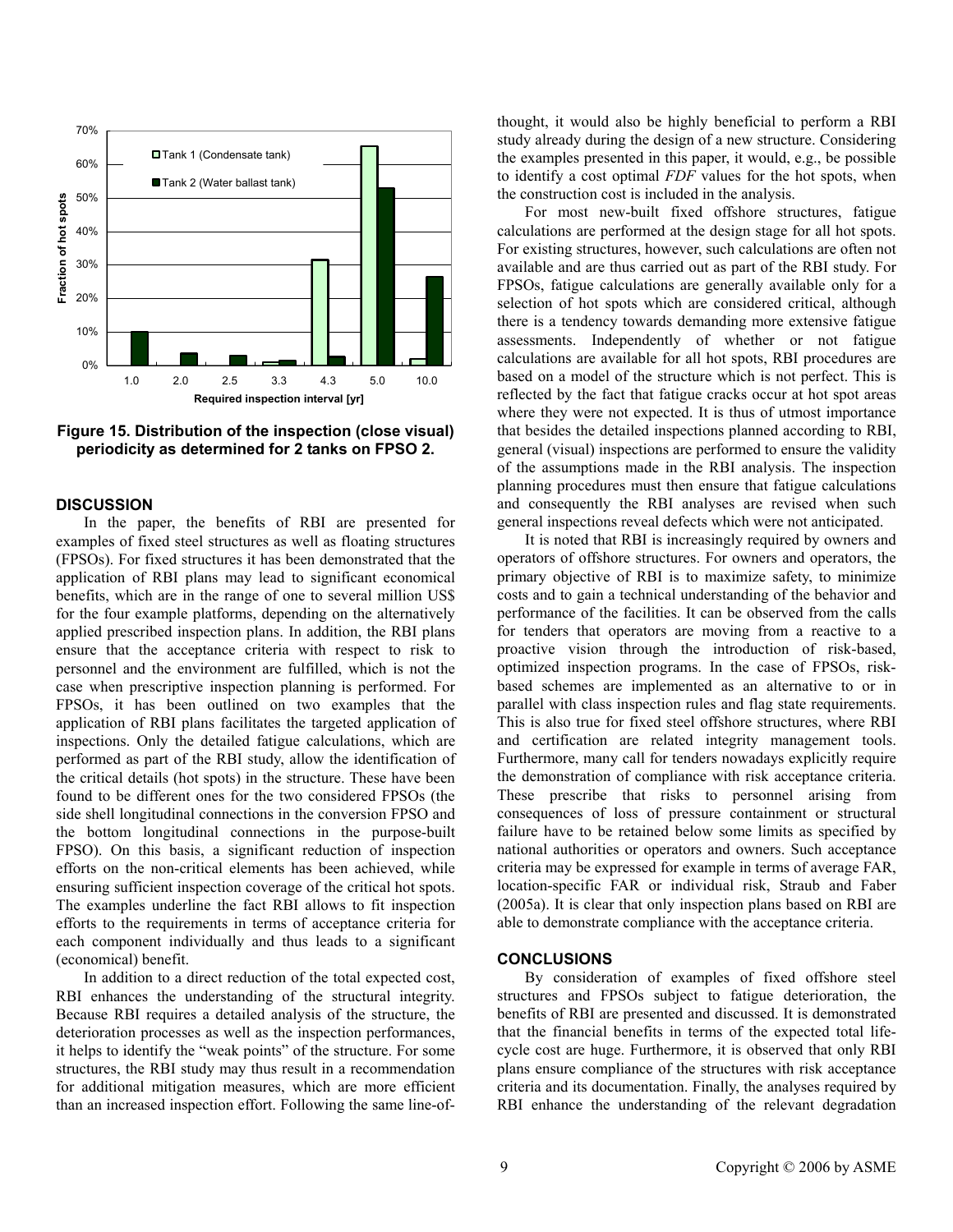70%
60%
50%
40%
30%
20%
10%
0%

Fraction of hot spots

□ Tank 1 (Condensate tank)

■ Tank 2 (Water ballast tank)

1.0 2.0 2.5 3.3 4.3 5.0 10.0

Required inspection interval [yr]

**Figure 15. Distribution of the inspection (close visual) periodicity as determined for 2 tanks on FPSO 2.**

## DISCUSSION

In the paper, the benefits of RBI are presented for examples of fixed steel structures as well as floating structures (FPSOs). For fixed structures it has been demonstrated that the application of RBI plans may lead to significant economical benefits, which are in the range of one to several million US$ for the four example platforms, depending on the alternatively applied prescribed inspection plans. In addition, the RBI plans ensure that the acceptance criteria with respect to risk to personnel and the environment are fulfilled, which is not the case when prescriptive inspection planning is performed. For FPSOs, it has been outlined on two examples that the application of RBI plans facilitates the targeted application of inspections. Only the detailed fatigue calculations, which are performed as part of the RBI study, allow the identification of the critical details (hot spots) in the structure. These have been found to be different ones for the two considered FPSOs (the side shell longitudinal connections in the conversion FPSO and the bottom longitudinal connections in the purpose-built FPSO). On this basis, a significant reduction of inspection efforts on the non-critical elements has been achieved, while ensuring sufficient inspection coverage of the critical hot spots. The examples underline the fact RBI allows to fit inspection efforts to the requirements in terms of acceptance criteria for each component individually and thus leads to a significant (economical) benefit.

In addition to a direct reduction of the total expected cost, RBI enhances the understanding of the structural integrity. Because RBI requires a detailed analysis of the structure, the deterioration processes as well as the inspection performances, it helps to identify the "weak points" of the structure. For some structures, the RBI study may thus result in a recommendation for additional mitigation measures, which are more efficient than an increased inspection effort. Following the same line-of-thought, it would also be highly beneficial to perform a RBI study already during the design of a new structure. Considering the examples presented in this paper, it would, e.g., be possible to identify a cost optimal *FDF* values for the hot spots, when the construction cost is included in the analysis.

For most new-built fixed offshore structures, fatigue calculations are performed at the design stage for all hot spots. For existing structures, however, such calculations are often not available and are thus carried out as part of the RBI study. For FPSOs, fatigue calculations are generally available only for a selection of hot spots which are considered critical, although there is a tendency towards demanding more extensive fatigue assessments. Independently of whether or not fatigue calculations are available for all hot spots, RBI procedures are based on a model of the structure which is not perfect. This is reflected by the fact that fatigue cracks occur at hot spot areas where they were not expected. It is thus of utmost importance that besides the detailed inspections planned according to RBI, general (visual) inspections are performed to ensure the validity of the assumptions made in the RBI analysis. The inspection planning procedures must then ensure that fatigue calculations and consequently the RBI analyses are revised when such general inspections reveal defects which were not anticipated.

It is noted that RBI is increasingly required by owners and operators of offshore structures. For owners and operators, the primary objective of RBI is to maximize safety, to minimize costs and to gain a technical understanding of the behavior and performance of the facilities. It can be observed from the calls for tenders that operators are moving from a reactive to a proactive vision through the introduction of risk-based, optimized inspection programs. In the case of FPSOs, risk-based schemes are implemented as an alternative to or in parallel with class inspection rules and flag state requirements. This is also true for fixed steel offshore structures, where RBI and certification are related integrity management tools. Furthermore, many call for tenders nowadays explicitly require the demonstration of compliance with risk acceptance criteria. These prescribe that risks to personnel arising from consequences of loss of pressure containment or structural failure have to be retained below some limits as specified by national authorities or operators and owners. Such acceptance criteria may be expressed for example in terms of average FAR, location-specific FAR or individual risk, Straub and Faber (2005a). It is clear that only inspection plans based on RBI are able to demonstrate compliance with the acceptance criteria.

## CONCLUSIONS

By consideration of examples of fixed offshore steel structures and FPSOs subject to fatigue deterioration, the benefits of RBI are presented and discussed. It is demonstrated that the financial benefits in terms of the expected total life-cycle cost are huge. Furthermore, it is observed that only RBI plans ensure compliance of the structures with risk acceptance criteria and its documentation. Finally, the analyses required by RBI enhance the understanding of the relevant degradation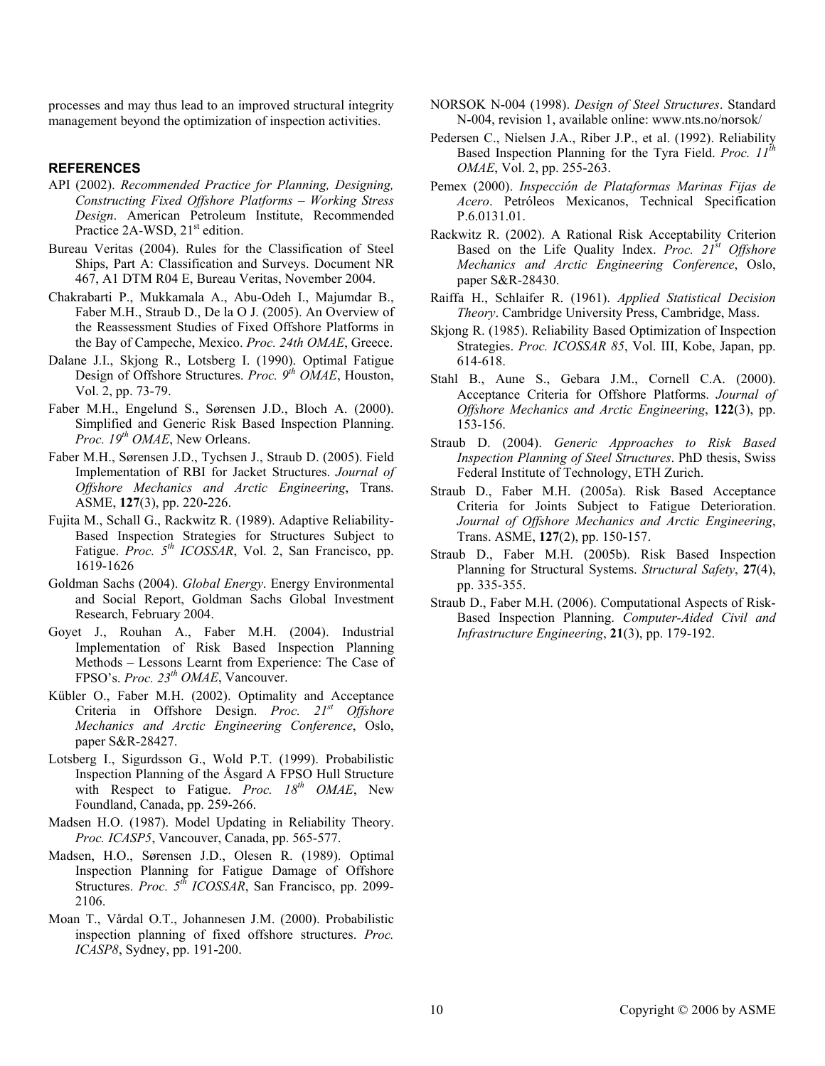processes and may thus lead to an improved structural integrity management beyond the optimization of inspection activities.

## REFERENCES

API (2002). *Recommended Practice for Planning, Designing, Constructing Fixed Offshore Platforms – Working Stress Design*. American Petroleum Institute, Recommended Practice 2A-WSD, 21st edition.

Bureau Veritas (2004). Rules for the Classification of Steel Ships, Part A: Classification and Surveys. Document NR 467, A1 DTM R04 E, Bureau Veritas, November 2004.

Chakrabarti P., Mukkamala A., Abu-Odeh I., Majumdar B., Faber M.H., Straub D., De la O J. (2005). An Overview of the Reassessment Studies of Fixed Offshore Platforms in the Bay of Campeche, Mexico. *Proc. 24th OMAE*, Greece.

Dalane J.I., Skjong R., Lotsberg I. (1990). Optimal Fatigue Design of Offshore Structures. *Proc. 9th OMAE*, Houston, Vol. 2, pp. 73-79.

Faber M.H., Engelund S., Sørensen J.D., Bloch A. (2000). Simplified and Generic Risk Based Inspection Planning. *Proc. 19th OMAE*, New Orleans.

Faber M.H., Sørensen J.D., Tychsen J., Straub D. (2005). Field Implementation of RBI for Jacket Structures. *Journal of Offshore Mechanics and Arctic Engineering*, Trans. ASME, **127**(3), pp. 220-226.

Fujita M., Schall G., Rackwitz R. (1989). Adaptive Reliability-Based Inspection Strategies for Structures Subject to Fatigue. *Proc. 5th ICOSSAR*, Vol. 2, San Francisco, pp. 1619-1626

Goldman Sachs (2004). *Global Energy*. Energy Environmental and Social Report, Goldman Sachs Global Investment Research, February 2004.

Goyet J., Rouhan A., Faber M.H. (2004). Industrial Implementation of Risk Based Inspection Planning Methods – Lessons Learnt from Experience: The Case of FPSO's. *Proc. 23th OMAE*, Vancouver.

Kübler O., Faber M.H. (2002). Optimality and Acceptance Criteria in Offshore Design. *Proc. 21st Offshore Mechanics and Arctic Engineering Conference*, Oslo, paper S&R-28427.

Lotsberg I., Sigurdsson G., Wold P.T. (1999). Probabilistic Inspection Planning of the Åsgard A FPSO Hull Structure with Respect to Fatigue. *Proc. 18th OMAE*, New Foundland, Canada, pp. 259-266.

Madsen H.O. (1987). Model Updating in Reliability Theory. *Proc. ICASP5*, Vancouver, Canada, pp. 565-577.

Madsen, H.O., Sørensen J.D., Olesen R. (1989). Optimal Inspection Planning for Fatigue Damage of Offshore Structures. *Proc. 5th ICOSSAR*, San Francisco, pp. 2099-2106.

Moan T., Vårdal O.T., Johannesen J.M. (2000). Probabilistic inspection planning of fixed offshore structures. *Proc. ICASP8*, Sydney, pp. 191-200.

NORSOK N-004 (1998). *Design of Steel Structures*. Standard N-004, revision 1, available online: www.nts.no/norsok/

Pedersen C., Nielsen J.A., Riber J.P., et al. (1992). Reliability Based Inspection Planning for the Tyra Field. *Proc. 11th OMAE*, Vol. 2, pp. 255-263.

Pemex (2000). *Inspección de Plataformas Marinas Fijas de Acero*. Petróleos Mexicanos, Technical Specification P.6.0131.01.

Rackwitz R. (2002). A Rational Risk Acceptability Criterion Based on the Life Quality Index. *Proc. 21st Offshore Mechanics and Arctic Engineering Conference*, Oslo, paper S&R-28430.

Raiffa H., Schlaifer R. (1961). *Applied Statistical Decision Theory*. Cambridge University Press, Cambridge, Mass.

Skjong R. (1985). Reliability Based Optimization of Inspection Strategies. *Proc. ICOSSAR 85*, Vol. III, Kobe, Japan, pp. 614-618.

Stahl B., Aune S., Gebara J.M., Cornell C.A. (2000). Acceptance Criteria for Offshore Platforms. *Journal of Offshore Mechanics and Arctic Engineering*, **122**(3), pp. 153-156.

Straub D. (2004). *Generic Approaches to Risk Based Inspection Planning of Steel Structures*. PhD thesis, Swiss Federal Institute of Technology, ETH Zurich.

Straub D., Faber M.H. (2005a). Risk Based Acceptance Criteria for Joints Subject to Fatigue Deterioration. *Journal of Offshore Mechanics and Arctic Engineering*, Trans. ASME, **127**(2), pp. 150-157.

Straub D., Faber M.H. (2005b). Risk Based Inspection Planning for Structural Systems. *Structural Safety*, **27**(4), pp. 335-355.

Straub D., Faber M.H. (2006). Computational Aspects of Risk-Based Inspection Planning. *Computer-Aided Civil and Infrastructure Engineering*, **21**(3), pp. 179-192.